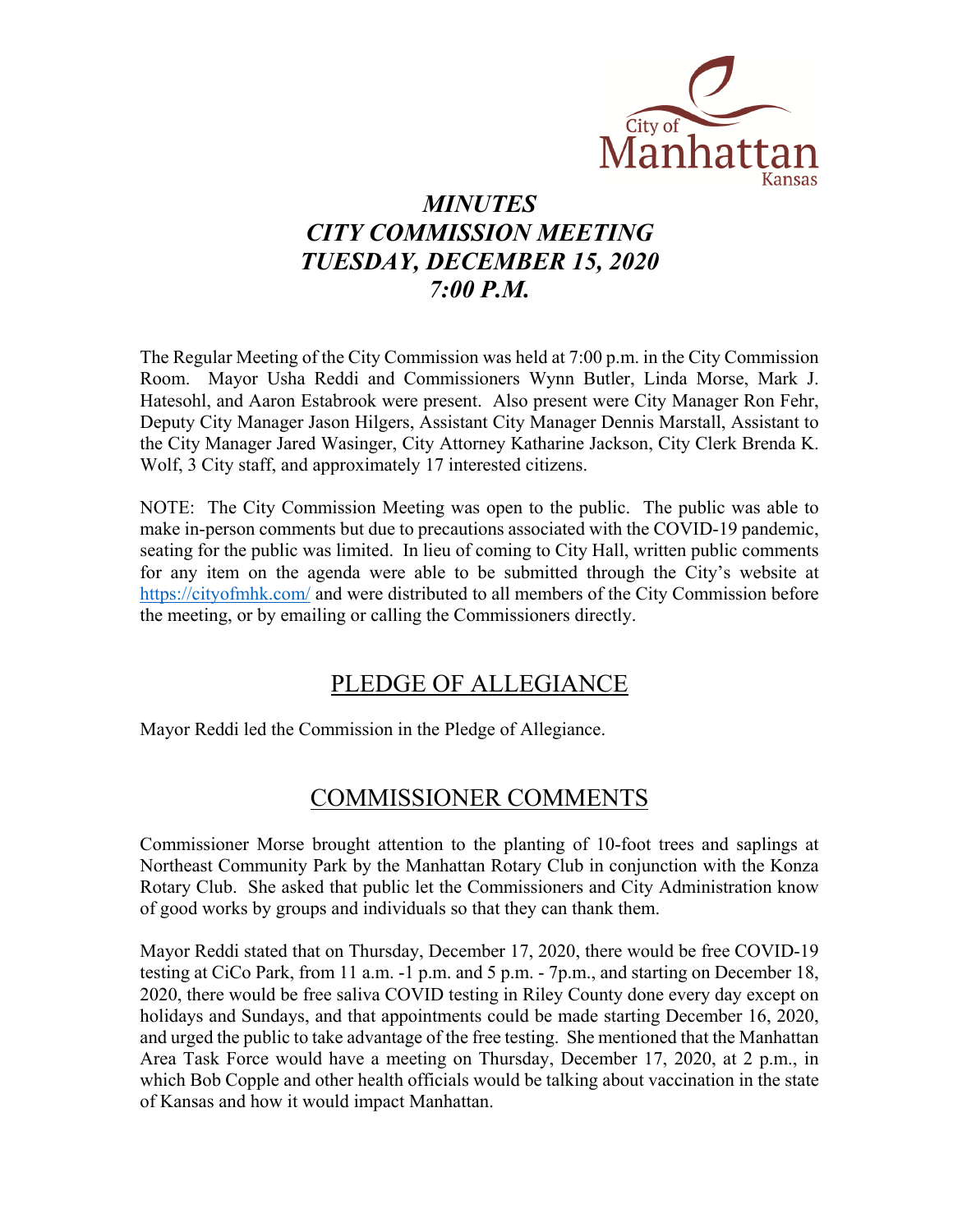City of Manhattan Kansas

# *MINUTES*
# *CITY COMMISSION MEETING*
# *TUESDAY, DECEMBER 15, 2020*
# *7:00 P.M.*

The Regular Meeting of the City Commission was held at 7:00 p.m. in the City Commission Room. Mayor Usha Reddi and Commissioners Wynn Butler, Linda Morse, Mark J. Hatesohl, and Aaron Estabrook were present. Also present were City Manager Ron Fehr, Deputy City Manager Jason Hilgers, Assistant City Manager Dennis Marstall, Assistant to the City Manager Jared Wasinger, City Attorney Katharine Jackson, City Clerk Brenda K. Wolf, 3 City staff, and approximately 17 interested citizens.

NOTE: The City Commission Meeting was open to the public. The public was able to make in-person comments but due to precautions associated with the COVID-19 pandemic, seating for the public was limited. In lieu of coming to City Hall, written public comments for any item on the agenda were able to be submitted through the City's website at https://cityofmhk.com/ and were distributed to all members of the City Commission before the meeting, or by emailing or calling the Commissioners directly.

## PLEDGE OF ALLEGIANCE

Mayor Reddi led the Commission in the Pledge of Allegiance.

## COMMISSIONER COMMENTS

Commissioner Morse brought attention to the planting of 10-foot trees and saplings at Northeast Community Park by the Manhattan Rotary Club in conjunction with the Konza Rotary Club. She asked that public let the Commissioners and City Administration know of good works by groups and individuals so that they can thank them.

Mayor Reddi stated that on Thursday, December 17, 2020, there would be free COVID-19 testing at CiCo Park, from 11 a.m. -1 p.m. and 5 p.m. - 7p.m., and starting on December 18, 2020, there would be free saliva COVID testing in Riley County done every day except on holidays and Sundays, and that appointments could be made starting December 16, 2020, and urged the public to take advantage of the free testing. She mentioned that the Manhattan Area Task Force would have a meeting on Thursday, December 17, 2020, at 2 p.m., in which Bob Copple and other health officials would be talking about vaccination in the state of Kansas and how it would impact Manhattan.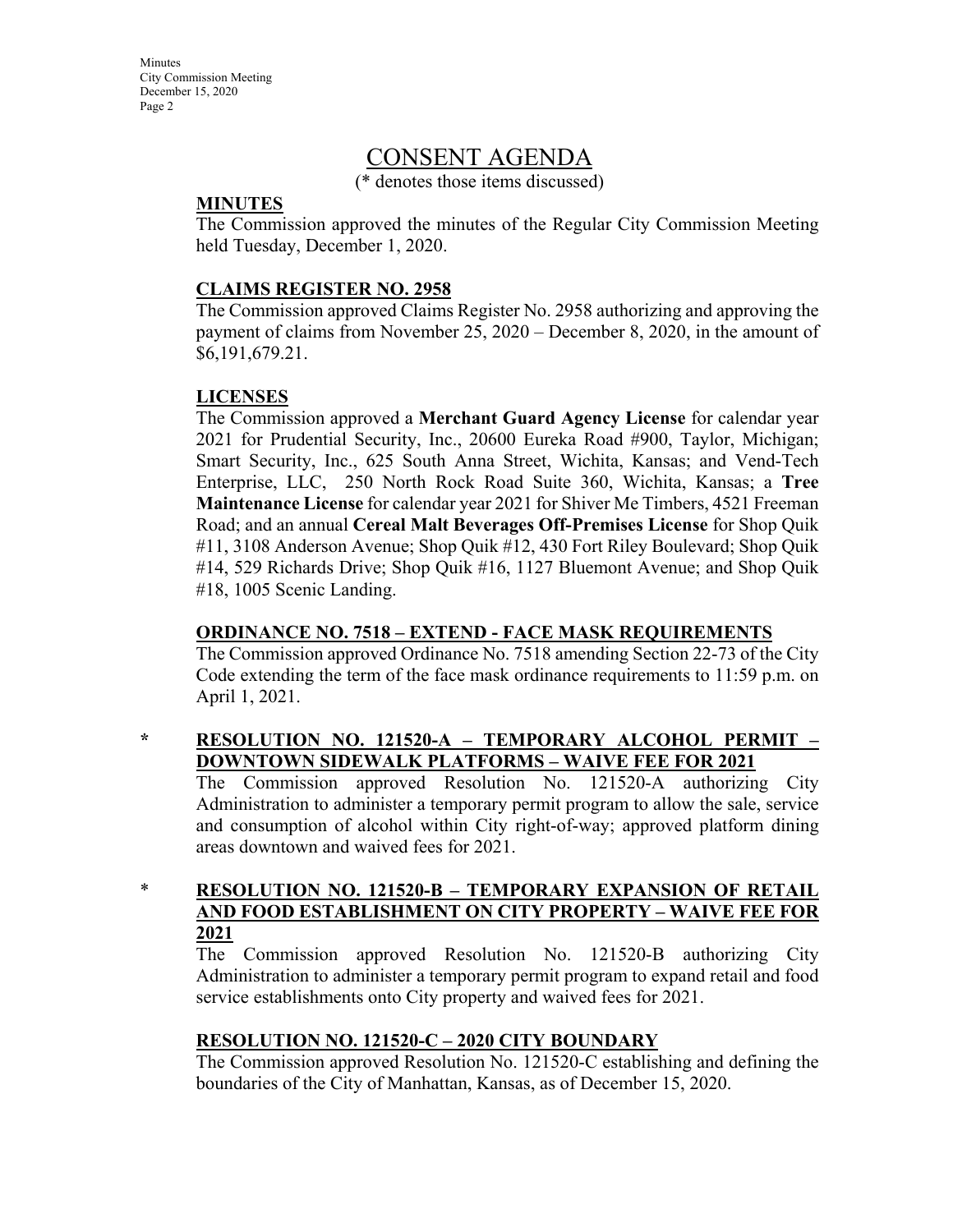# CONSENT AGENDA

(* denotes those items discussed)

**MINUTES**

The Commission approved the minutes of the Regular City Commission Meeting held Tuesday, December 1, 2020.

**CLAIMS REGISTER NO. 2958**

The Commission approved Claims Register No. 2958 authorizing and approving the payment of claims from November 25, 2020 – December 8, 2020, in the amount of $6,191,679.21.

**LICENSES**

The Commission approved a **Merchant Guard Agency License** for calendar year 2021 for Prudential Security, Inc., 20600 Eureka Road #900, Taylor, Michigan; Smart Security, Inc., 625 South Anna Street, Wichita, Kansas; and Vend-Tech Enterprise, LLC, 250 North Rock Road Suite 360, Wichita, Kansas; a **Tree Maintenance License** for calendar year 2021 for Shiver Me Timbers, 4521 Freeman Road; and an annual **Cereal Malt Beverages Off-Premises License** for Shop Quik #11, 3108 Anderson Avenue; Shop Quik #12, 430 Fort Riley Boulevard; Shop Quik #14, 529 Richards Drive; Shop Quik #16, 1127 Bluemont Avenue; and Shop Quik #18, 1005 Scenic Landing.

**ORDINANCE NO. 7518 – EXTEND - FACE MASK REQUIREMENTS**

The Commission approved Ordinance No. 7518 amending Section 22-73 of the City Code extending the term of the face mask ordinance requirements to 11:59 p.m. on April 1, 2021.

\* **RESOLUTION NO. 121520-A – TEMPORARY ALCOHOL PERMIT – DOWNTOWN SIDEWALK PLATFORMS – WAIVE FEE FOR 2021**

The Commission approved Resolution No. 121520-A authorizing City Administration to administer a temporary permit program to allow the sale, service and consumption of alcohol within City right-of-way; approved platform dining areas downtown and waived fees for 2021.

\* **RESOLUTION NO. 121520-B – TEMPORARY EXPANSION OF RETAIL AND FOOD ESTABLISHMENT ON CITY PROPERTY – WAIVE FEE FOR 2021**

The Commission approved Resolution No. 121520-B authorizing City Administration to administer a temporary permit program to expand retail and food service establishments onto City property and waived fees for 2021.

**RESOLUTION NO. 121520-C – 2020 CITY BOUNDARY**

The Commission approved Resolution No. 121520-C establishing and defining the boundaries of the City of Manhattan, Kansas, as of December 15, 2020.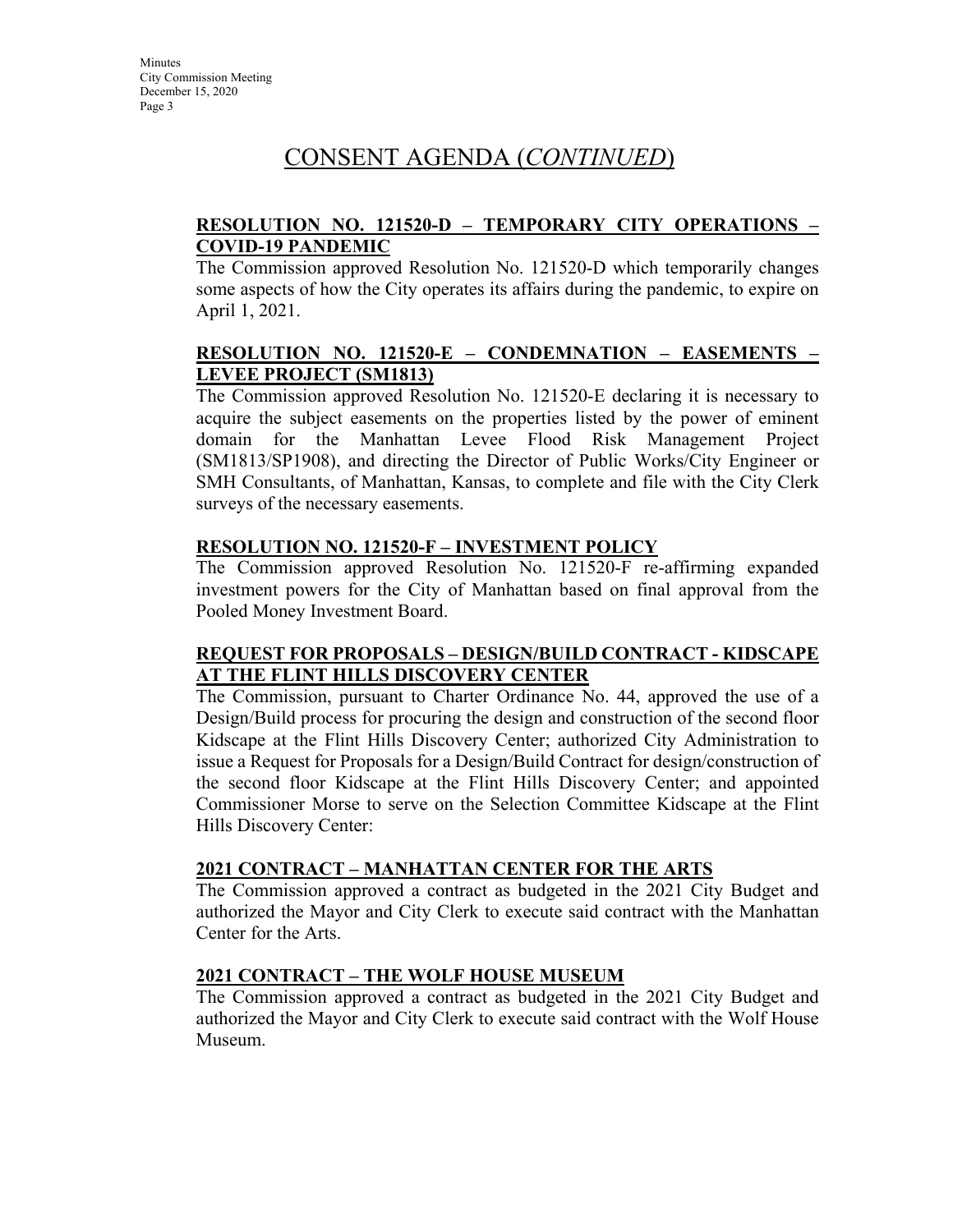# CONSENT AGENDA (*CONTINUED*)

**RESOLUTION NO. 121520-D – TEMPORARY CITY OPERATIONS – COVID-19 PANDEMIC**

The Commission approved Resolution No. 121520-D which temporarily changes some aspects of how the City operates its affairs during the pandemic, to expire on April 1, 2021.

**RESOLUTION NO. 121520-E – CONDEMNATION – EASEMENTS – LEVEE PROJECT (SM1813)**

The Commission approved Resolution No. 121520-E declaring it is necessary to acquire the subject easements on the properties listed by the power of eminent domain for the Manhattan Levee Flood Risk Management Project (SM1813/SP1908), and directing the Director of Public Works/City Engineer or SMH Consultants, of Manhattan, Kansas, to complete and file with the City Clerk surveys of the necessary easements.

**RESOLUTION NO. 121520-F – INVESTMENT POLICY**

The Commission approved Resolution No. 121520-F re-affirming expanded investment powers for the City of Manhattan based on final approval from the Pooled Money Investment Board.

**REQUEST FOR PROPOSALS – DESIGN/BUILD CONTRACT - KIDSCAPE AT THE FLINT HILLS DISCOVERY CENTER**

The Commission, pursuant to Charter Ordinance No. 44, approved the use of a Design/Build process for procuring the design and construction of the second floor Kidscape at the Flint Hills Discovery Center; authorized City Administration to issue a Request for Proposals for a Design/Build Contract for design/construction of the second floor Kidscape at the Flint Hills Discovery Center; and appointed Commissioner Morse to serve on the Selection Committee Kidscape at the Flint Hills Discovery Center:

**2021 CONTRACT – MANHATTAN CENTER FOR THE ARTS**

The Commission approved a contract as budgeted in the 2021 City Budget and authorized the Mayor and City Clerk to execute said contract with the Manhattan Center for the Arts.

**2021 CONTRACT – THE WOLF HOUSE MUSEUM**

The Commission approved a contract as budgeted in the 2021 City Budget and authorized the Mayor and City Clerk to execute said contract with the Wolf House Museum.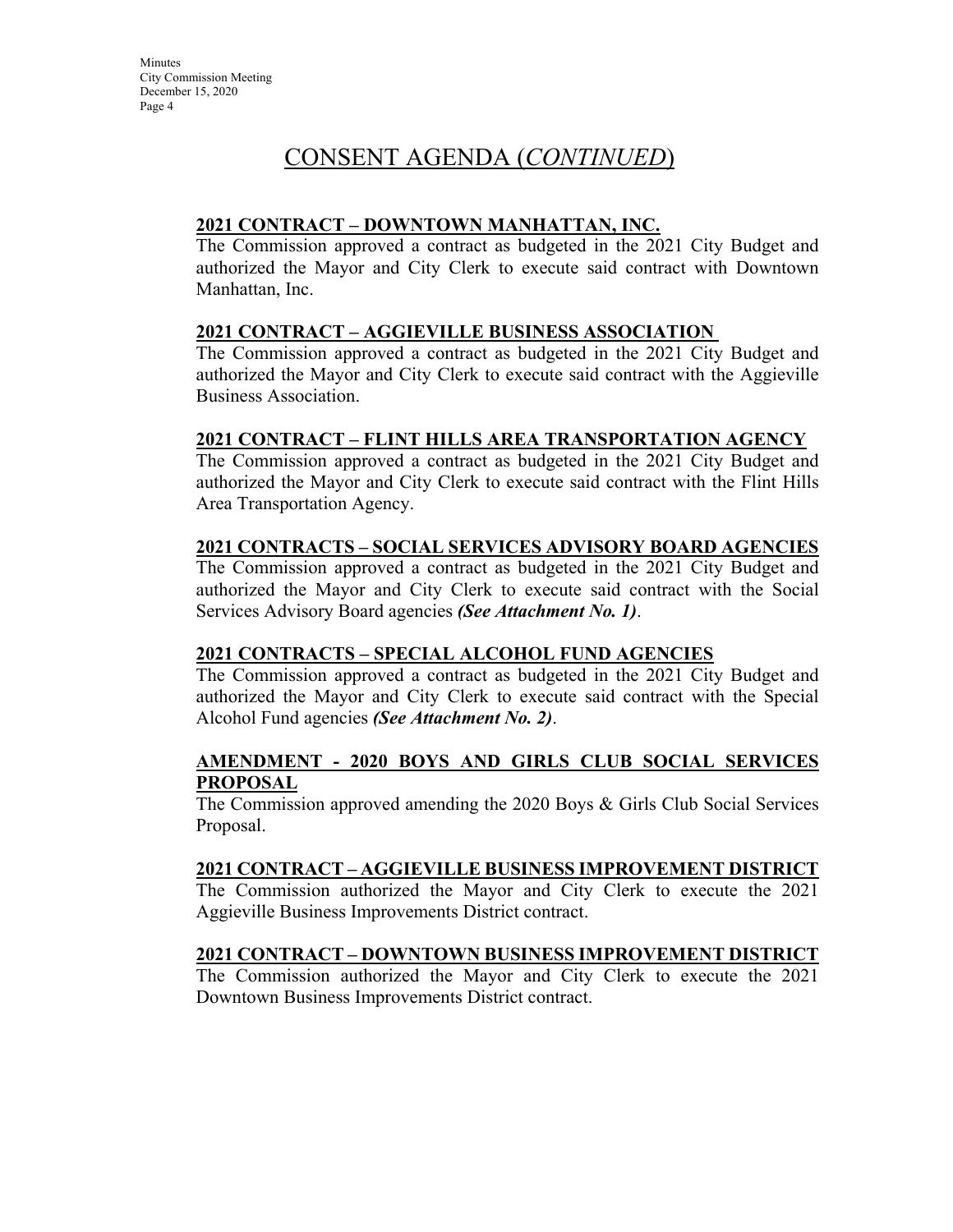# CONSENT AGENDA (*CONTINUED*)

**2021 CONTRACT – DOWNTOWN MANHATTAN, INC.**

The Commission approved a contract as budgeted in the 2021 City Budget and authorized the Mayor and City Clerk to execute said contract with Downtown Manhattan, Inc.

**2021 CONTRACT – AGGIEVILLE BUSINESS ASSOCIATION**

The Commission approved a contract as budgeted in the 2021 City Budget and authorized the Mayor and City Clerk to execute said contract with the Aggieville Business Association.

**2021 CONTRACT – FLINT HILLS AREA TRANSPORTATION AGENCY**

The Commission approved a contract as budgeted in the 2021 City Budget and authorized the Mayor and City Clerk to execute said contract with the Flint Hills Area Transportation Agency.

**2021 CONTRACTS – SOCIAL SERVICES ADVISORY BOARD AGENCIES**

The Commission approved a contract as budgeted in the 2021 City Budget and authorized the Mayor and City Clerk to execute said contract with the Social Services Advisory Board agencies ***(See Attachment No. 1)***.

**2021 CONTRACTS – SPECIAL ALCOHOL FUND AGENCIES**

The Commission approved a contract as budgeted in the 2021 City Budget and authorized the Mayor and City Clerk to execute said contract with the Special Alcohol Fund agencies ***(See Attachment No. 2)***.

**AMENDMENT - 2020 BOYS AND GIRLS CLUB SOCIAL SERVICES PROPOSAL**

The Commission approved amending the 2020 Boys & Girls Club Social Services Proposal.

**2021 CONTRACT – AGGIEVILLE BUSINESS IMPROVEMENT DISTRICT**

The Commission authorized the Mayor and City Clerk to execute the 2021 Aggieville Business Improvements District contract.

**2021 CONTRACT – DOWNTOWN BUSINESS IMPROVEMENT DISTRICT**

The Commission authorized the Mayor and City Clerk to execute the 2021 Downtown Business Improvements District contract.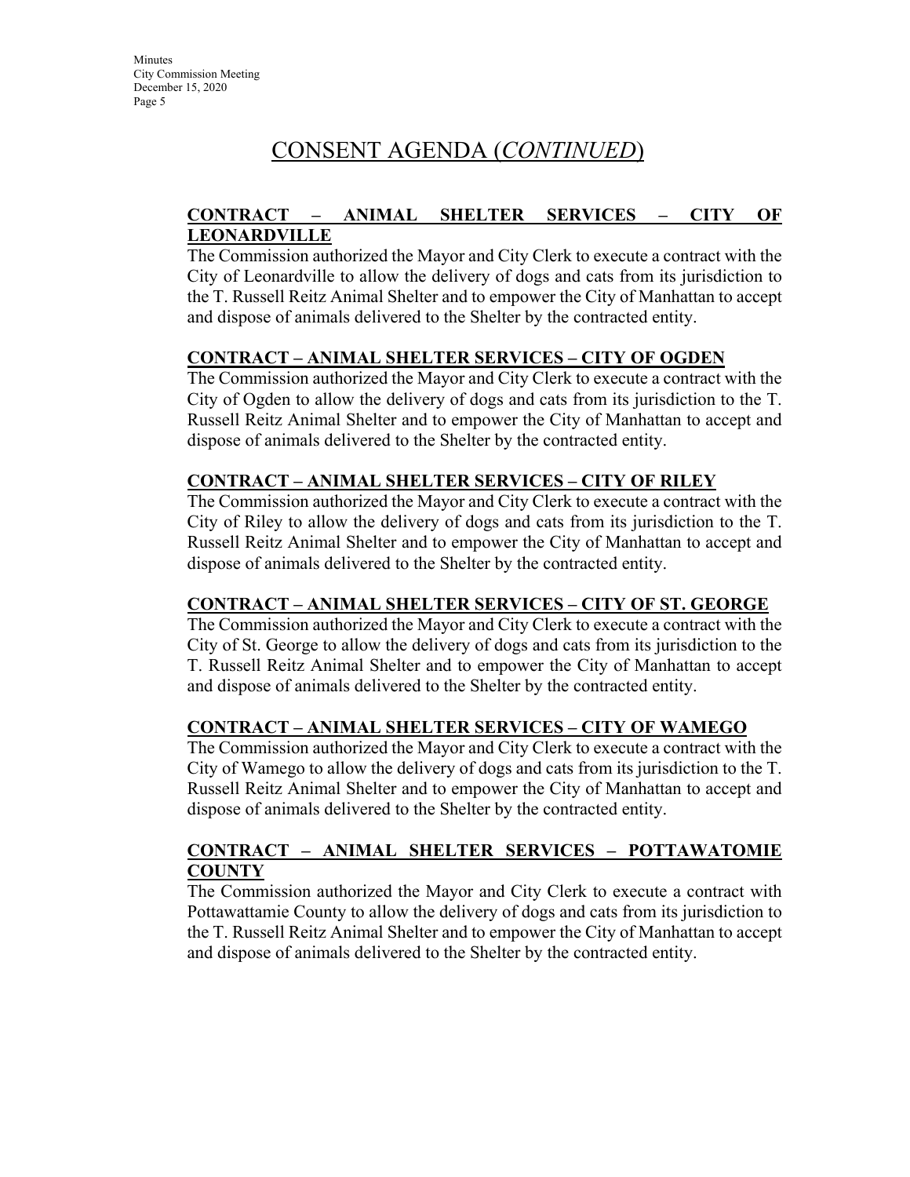# CONSENT AGENDA (*CONTINUED*)

**CONTRACT – ANIMAL SHELTER SERVICES – CITY OF LEONARDVILLE**

The Commission authorized the Mayor and City Clerk to execute a contract with the City of Leonardville to allow the delivery of dogs and cats from its jurisdiction to the T. Russell Reitz Animal Shelter and to empower the City of Manhattan to accept and dispose of animals delivered to the Shelter by the contracted entity.

**CONTRACT – ANIMAL SHELTER SERVICES – CITY OF OGDEN**

The Commission authorized the Mayor and City Clerk to execute a contract with the City of Ogden to allow the delivery of dogs and cats from its jurisdiction to the T. Russell Reitz Animal Shelter and to empower the City of Manhattan to accept and dispose of animals delivered to the Shelter by the contracted entity.

**CONTRACT – ANIMAL SHELTER SERVICES – CITY OF RILEY**

The Commission authorized the Mayor and City Clerk to execute a contract with the City of Riley to allow the delivery of dogs and cats from its jurisdiction to the T. Russell Reitz Animal Shelter and to empower the City of Manhattan to accept and dispose of animals delivered to the Shelter by the contracted entity.

**CONTRACT – ANIMAL SHELTER SERVICES – CITY OF ST. GEORGE**

The Commission authorized the Mayor and City Clerk to execute a contract with the City of St. George to allow the delivery of dogs and cats from its jurisdiction to the T. Russell Reitz Animal Shelter and to empower the City of Manhattan to accept and dispose of animals delivered to the Shelter by the contracted entity.

**CONTRACT – ANIMAL SHELTER SERVICES – CITY OF WAMEGO**

The Commission authorized the Mayor and City Clerk to execute a contract with the City of Wamego to allow the delivery of dogs and cats from its jurisdiction to the T. Russell Reitz Animal Shelter and to empower the City of Manhattan to accept and dispose of animals delivered to the Shelter by the contracted entity.

**CONTRACT – ANIMAL SHELTER SERVICES – POTTAWATOMIE COUNTY**

The Commission authorized the Mayor and City Clerk to execute a contract with Pottawattamie County to allow the delivery of dogs and cats from its jurisdiction to the T. Russell Reitz Animal Shelter and to empower the City of Manhattan to accept and dispose of animals delivered to the Shelter by the contracted entity.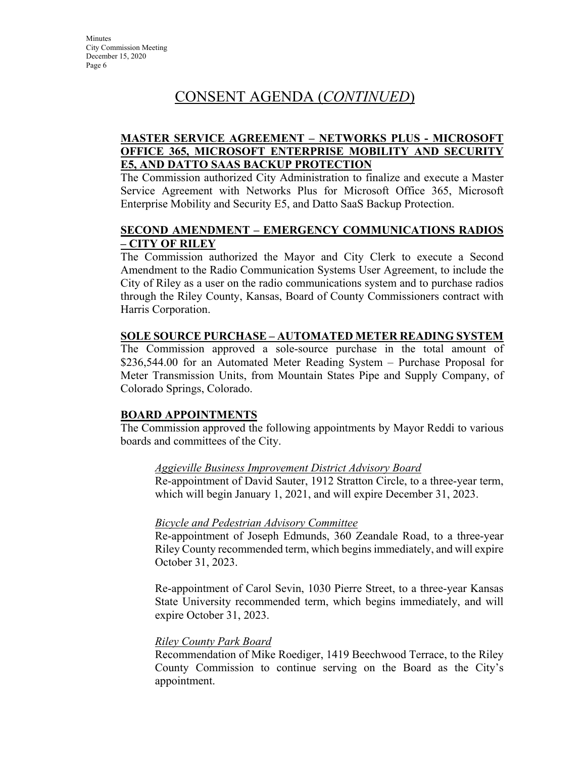# CONSENT AGENDA (*CONTINUED*)

**MASTER SERVICE AGREEMENT – NETWORKS PLUS - MICROSOFT OFFICE 365, MICROSOFT ENTERPRISE MOBILITY AND SECURITY E5, AND DATTO SAAS BACKUP PROTECTION**

The Commission authorized City Administration to finalize and execute a Master Service Agreement with Networks Plus for Microsoft Office 365, Microsoft Enterprise Mobility and Security E5, and Datto SaaS Backup Protection.

**SECOND AMENDMENT – EMERGENCY COMMUNICATIONS RADIOS – CITY OF RILEY**

The Commission authorized the Mayor and City Clerk to execute a Second Amendment to the Radio Communication Systems User Agreement, to include the City of Riley as a user on the radio communications system and to purchase radios through the Riley County, Kansas, Board of County Commissioners contract with Harris Corporation.

**SOLE SOURCE PURCHASE – AUTOMATED METER READING SYSTEM**

The Commission approved a sole-source purchase in the total amount of $236,544.00 for an Automated Meter Reading System – Purchase Proposal for Meter Transmission Units, from Mountain States Pipe and Supply Company, of Colorado Springs, Colorado.

**BOARD APPOINTMENTS**

The Commission approved the following appointments by Mayor Reddi to various boards and committees of the City.

*Aggieville Business Improvement District Advisory Board*

Re-appointment of David Sauter, 1912 Stratton Circle, to a three-year term, which will begin January 1, 2021, and will expire December 31, 2023.

*Bicycle and Pedestrian Advisory Committee*

Re-appointment of Joseph Edmunds, 360 Zeandale Road, to a three-year Riley County recommended term, which begins immediately, and will expire October 31, 2023.

Re-appointment of Carol Sevin, 1030 Pierre Street, to a three-year Kansas State University recommended term, which begins immediately, and will expire October 31, 2023.

*Riley County Park Board*

Recommendation of Mike Roediger, 1419 Beechwood Terrace, to the Riley County Commission to continue serving on the Board as the City's appointment.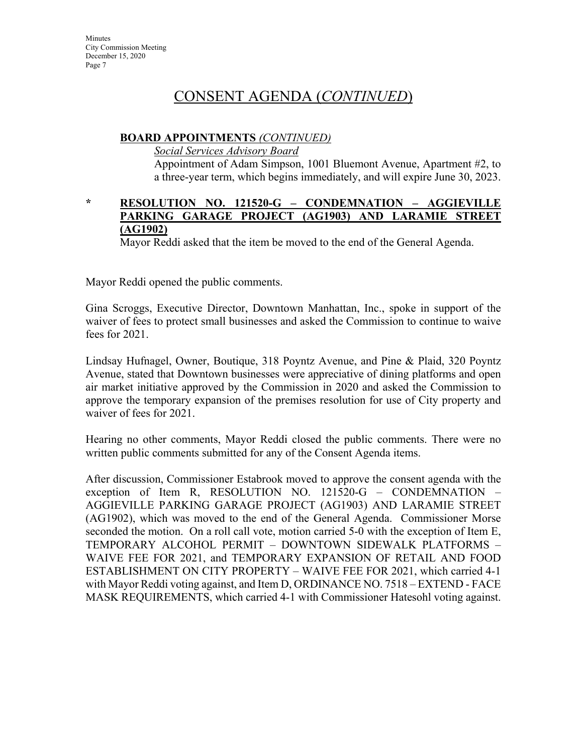# CONSENT AGENDA (*CONTINUED*)

**BOARD APPOINTMENTS** *(CONTINUED)*

*Social Services Advisory Board*

Appointment of Adam Simpson, 1001 Bluemont Avenue, Apartment #2, to a three-year term, which begins immediately, and will expire June 30, 2023.

\* **RESOLUTION NO. 121520-G – CONDEMNATION – AGGIEVILLE PARKING GARAGE PROJECT (AG1903) AND LARAMIE STREET (AG1902)**

Mayor Reddi asked that the item be moved to the end of the General Agenda.

Mayor Reddi opened the public comments.

Gina Scroggs, Executive Director, Downtown Manhattan, Inc., spoke in support of the waiver of fees to protect small businesses and asked the Commission to continue to waive fees for 2021.

Lindsay Hufnagel, Owner, Boutique, 318 Poyntz Avenue, and Pine & Plaid, 320 Poyntz Avenue, stated that Downtown businesses were appreciative of dining platforms and open air market initiative approved by the Commission in 2020 and asked the Commission to approve the temporary expansion of the premises resolution for use of City property and waiver of fees for 2021.

Hearing no other comments, Mayor Reddi closed the public comments. There were no written public comments submitted for any of the Consent Agenda items.

After discussion, Commissioner Estabrook moved to approve the consent agenda with the exception of Item R, RESOLUTION NO. 121520-G – CONDEMNATION – AGGIEVILLE PARKING GARAGE PROJECT (AG1903) AND LARAMIE STREET (AG1902), which was moved to the end of the General Agenda. Commissioner Morse seconded the motion. On a roll call vote, motion carried 5-0 with the exception of Item E, TEMPORARY ALCOHOL PERMIT – DOWNTOWN SIDEWALK PLATFORMS – WAIVE FEE FOR 2021, and TEMPORARY EXPANSION OF RETAIL AND FOOD ESTABLISHMENT ON CITY PROPERTY – WAIVE FEE FOR 2021, which carried 4-1 with Mayor Reddi voting against, and Item D, ORDINANCE NO. 7518 – EXTEND - FACE MASK REQUIREMENTS, which carried 4-1 with Commissioner Hatesohl voting against.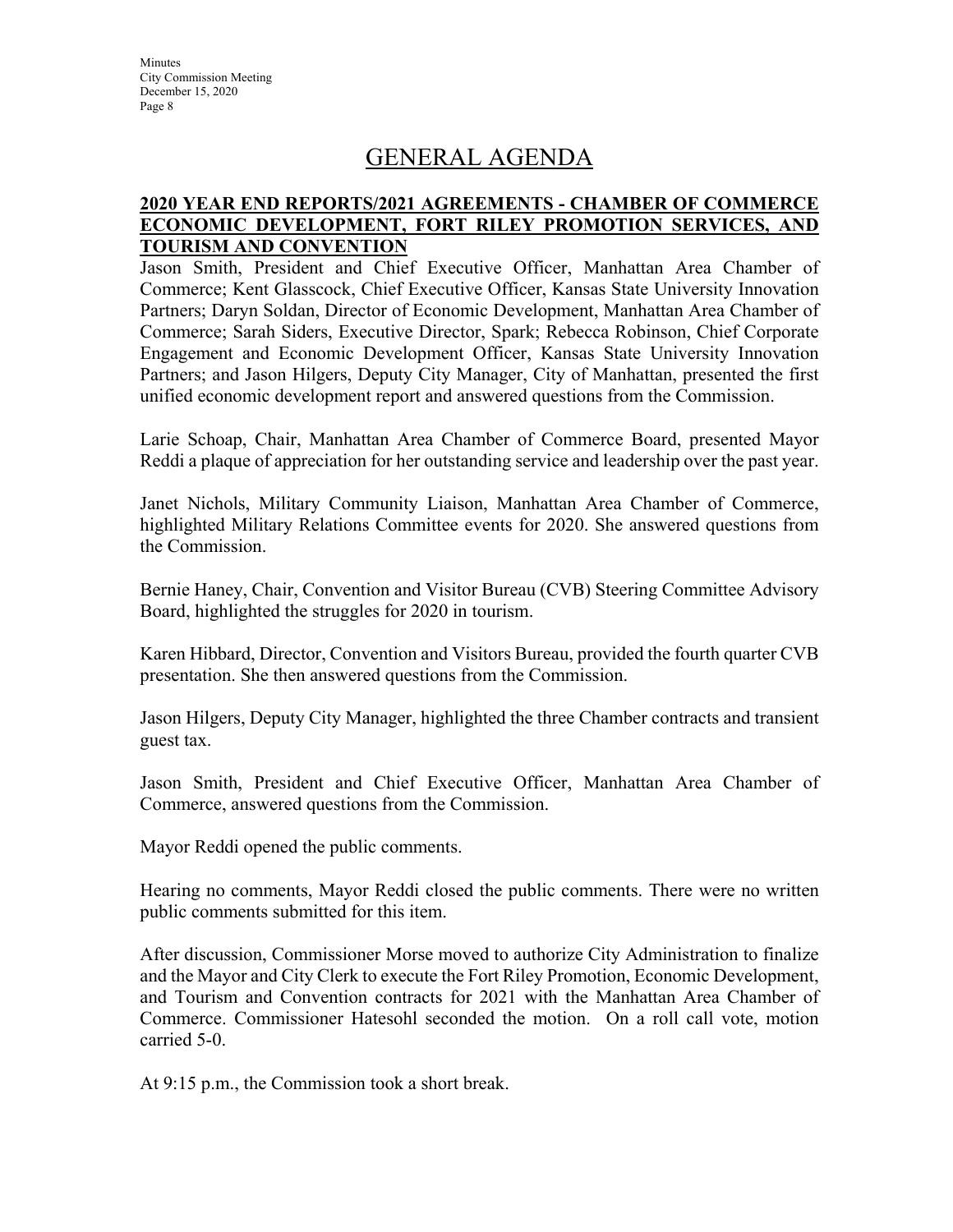# GENERAL AGENDA

## 2020 YEAR END REPORTS/2021 AGREEMENTS - CHAMBER OF COMMERCE ECONOMIC DEVELOPMENT, FORT RILEY PROMOTION SERVICES, AND TOURISM AND CONVENTION

Jason Smith, President and Chief Executive Officer, Manhattan Area Chamber of Commerce; Kent Glasscock, Chief Executive Officer, Kansas State University Innovation Partners; Daryn Soldan, Director of Economic Development, Manhattan Area Chamber of Commerce; Sarah Siders, Executive Director, Spark; Rebecca Robinson, Chief Corporate Engagement and Economic Development Officer, Kansas State University Innovation Partners; and Jason Hilgers, Deputy City Manager, City of Manhattan, presented the first unified economic development report and answered questions from the Commission.

Larie Schoap, Chair, Manhattan Area Chamber of Commerce Board, presented Mayor Reddi a plaque of appreciation for her outstanding service and leadership over the past year.

Janet Nichols, Military Community Liaison, Manhattan Area Chamber of Commerce, highlighted Military Relations Committee events for 2020. She answered questions from the Commission.

Bernie Haney, Chair, Convention and Visitor Bureau (CVB) Steering Committee Advisory Board, highlighted the struggles for 2020 in tourism.

Karen Hibbard, Director, Convention and Visitors Bureau, provided the fourth quarter CVB presentation. She then answered questions from the Commission.

Jason Hilgers, Deputy City Manager, highlighted the three Chamber contracts and transient guest tax.

Jason Smith, President and Chief Executive Officer, Manhattan Area Chamber of Commerce, answered questions from the Commission.

Mayor Reddi opened the public comments.

Hearing no comments, Mayor Reddi closed the public comments. There were no written public comments submitted for this item.

After discussion, Commissioner Morse moved to authorize City Administration to finalize and the Mayor and City Clerk to execute the Fort Riley Promotion, Economic Development, and Tourism and Convention contracts for 2021 with the Manhattan Area Chamber of Commerce. Commissioner Hatesohl seconded the motion. On a roll call vote, motion carried 5-0.

At 9:15 p.m., the Commission took a short break.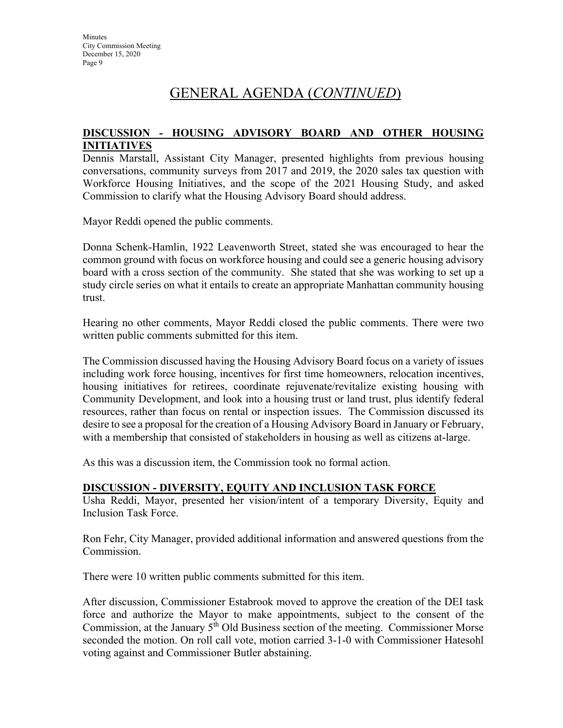# GENERAL AGENDA (*CONTINUED*)

## DISCUSSION - HOUSING ADVISORY BOARD AND OTHER HOUSING INITIATIVES

Dennis Marstall, Assistant City Manager, presented highlights from previous housing conversations, community surveys from 2017 and 2019, the 2020 sales tax question with Workforce Housing Initiatives, and the scope of the 2021 Housing Study, and asked Commission to clarify what the Housing Advisory Board should address.

Mayor Reddi opened the public comments.

Donna Schenk-Hamlin, 1922 Leavenworth Street, stated she was encouraged to hear the common ground with focus on workforce housing and could see a generic housing advisory board with a cross section of the community. She stated that she was working to set up a study circle series on what it entails to create an appropriate Manhattan community housing trust.

Hearing no other comments, Mayor Reddi closed the public comments. There were two written public comments submitted for this item.

The Commission discussed having the Housing Advisory Board focus on a variety of issues including work force housing, incentives for first time homeowners, relocation incentives, housing initiatives for retirees, coordinate rejuvenate/revitalize existing housing with Community Development, and look into a housing trust or land trust, plus identify federal resources, rather than focus on rental or inspection issues. The Commission discussed its desire to see a proposal for the creation of a Housing Advisory Board in January or February, with a membership that consisted of stakeholders in housing as well as citizens at-large.

As this was a discussion item, the Commission took no formal action.

## DISCUSSION - DIVERSITY, EQUITY AND INCLUSION TASK FORCE

Usha Reddi, Mayor, presented her vision/intent of a temporary Diversity, Equity and Inclusion Task Force.

Ron Fehr, City Manager, provided additional information and answered questions from the Commission.

There were 10 written public comments submitted for this item.

After discussion, Commissioner Estabrook moved to approve the creation of the DEI task force and authorize the Mayor to make appointments, subject to the consent of the Commission, at the January 5th Old Business section of the meeting. Commissioner Morse seconded the motion. On roll call vote, motion carried 3-1-0 with Commissioner Hatesohl voting against and Commissioner Butler abstaining.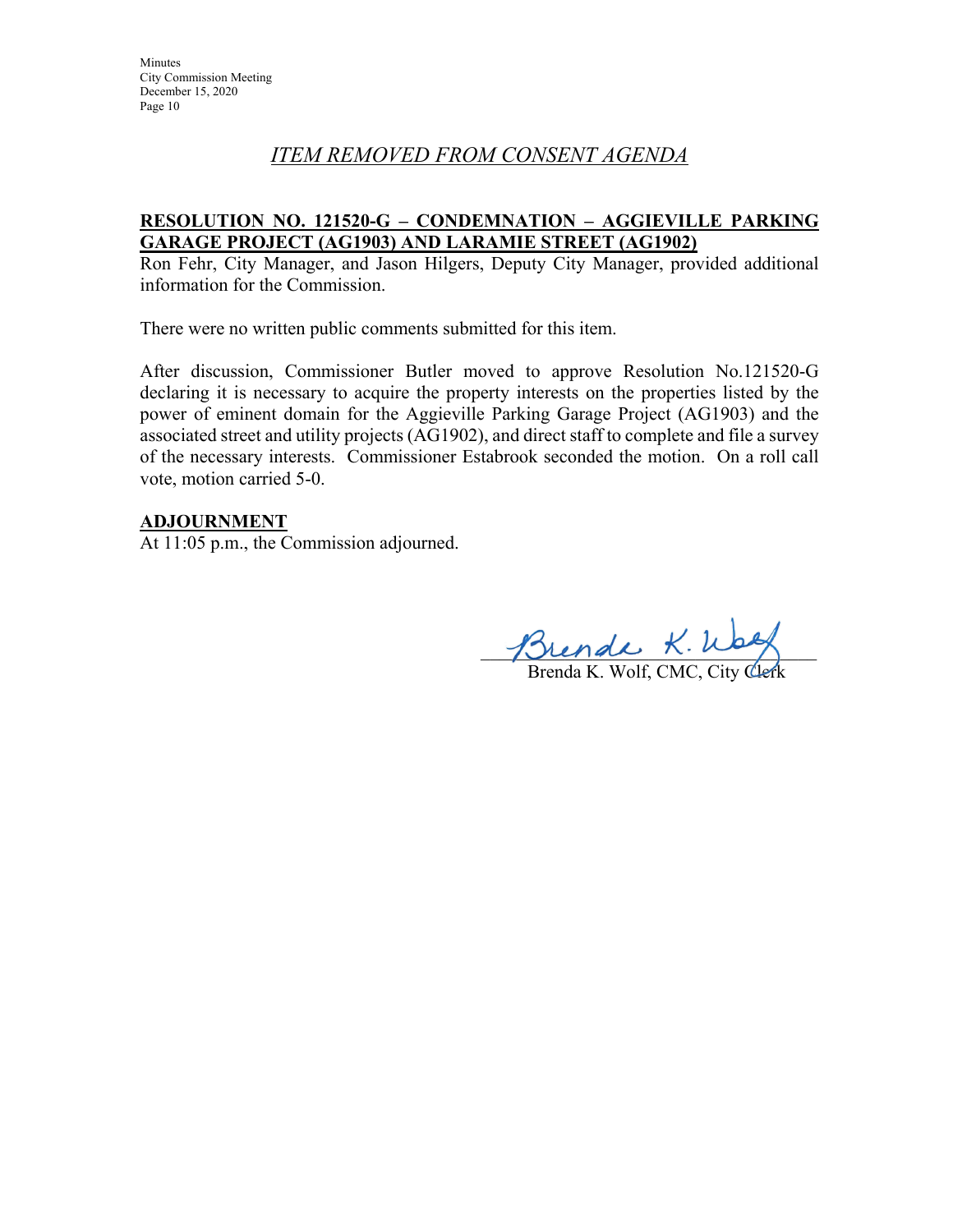## *ITEM REMOVED FROM CONSENT AGENDA*

**RESOLUTION NO. 121520-G – CONDEMNATION – AGGIEVILLE PARKING GARAGE PROJECT (AG1903) AND LARAMIE STREET (AG1902)**

Ron Fehr, City Manager, and Jason Hilgers, Deputy City Manager, provided additional information for the Commission.

There were no written public comments submitted for this item.

After discussion, Commissioner Butler moved to approve Resolution No.121520-G declaring it is necessary to acquire the property interests on the properties listed by the power of eminent domain for the Aggieville Parking Garage Project (AG1903) and the associated street and utility projects (AG1902), and direct staff to complete and file a survey of the necessary interests. Commissioner Estabrook seconded the motion. On a roll call vote, motion carried 5-0.

**ADJOURNMENT**

At 11:05 p.m., the Commission adjourned.

Brenda K. Wolf, CMC, City Clerk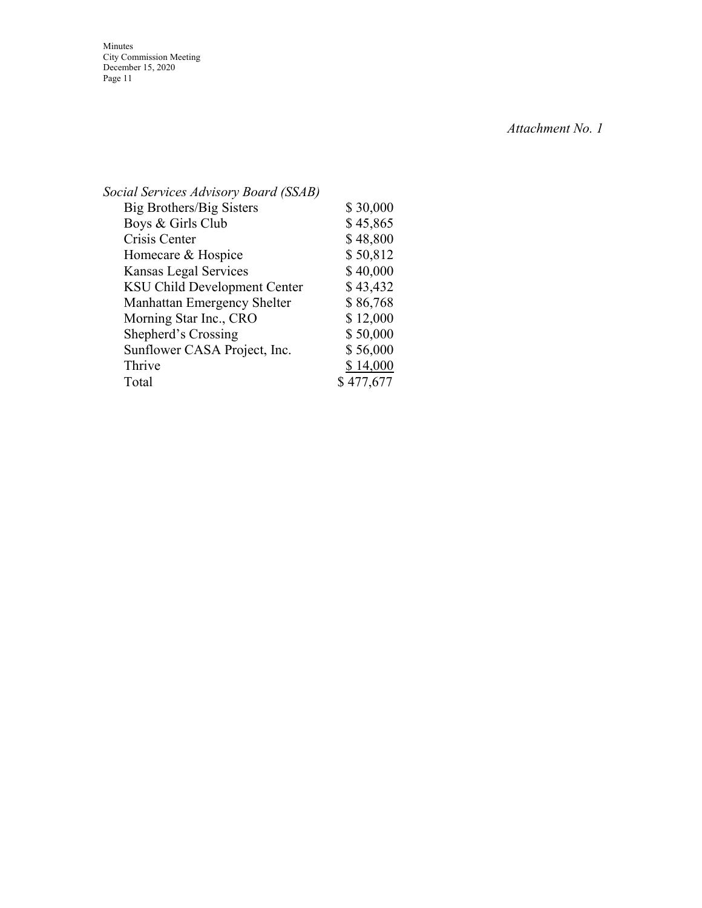*Attachment No. 1*

*Social Services Advisory Board (SSAB)*

| | |
|---|---|
| Big Brothers/Big Sisters | $ 30,000 |
| Boys & Girls Club | $ 45,865 |
| Crisis Center | $ 48,800 |
| Homecare & Hospice | $ 50,812 |
| Kansas Legal Services | $ 40,000 |
| KSU Child Development Center | $ 43,432 |
| Manhattan Emergency Shelter | $ 86,768 |
| Morning Star Inc., CRO | $ 12,000 |
| Shepherd's Crossing | $ 50,000 |
| Sunflower CASA Project, Inc. | $ 56,000 |
| Thrive | $ 14,000 |
| Total | $ 477,677 |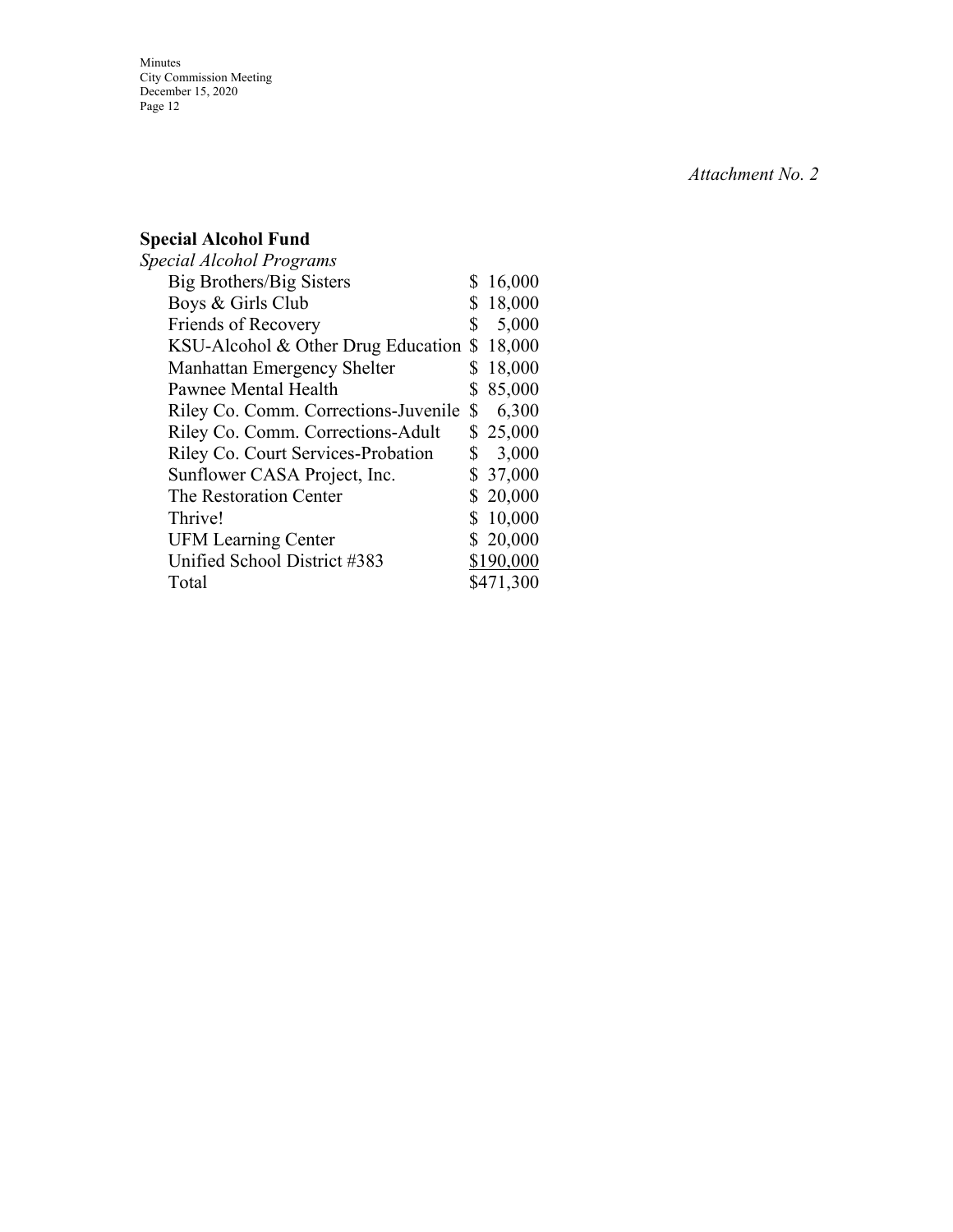*Attachment No. 2*

**Special Alcohol Fund**

*Special Alcohol Programs*

| | |
|---|---|
| Big Brothers/Big Sisters | $ 16,000 |
| Boys & Girls Club | $ 18,000 |
| Friends of Recovery | $ 5,000 |
| KSU-Alcohol & Other Drug Education | $ 18,000 |
| Manhattan Emergency Shelter | $ 18,000 |
| Pawnee Mental Health | $ 85,000 |
| Riley Co. Comm. Corrections-Juvenile | $ 6,300 |
| Riley Co. Comm. Corrections-Adult | $ 25,000 |
| Riley Co. Court Services-Probation | $ 3,000 |
| Sunflower CASA Project, Inc. | $ 37,000 |
| The Restoration Center | $ 20,000 |
| Thrive! | $ 10,000 |
| UFM Learning Center | $ 20,000 |
| Unified School District #383 | $190,000 |
| Total | $471,300 |